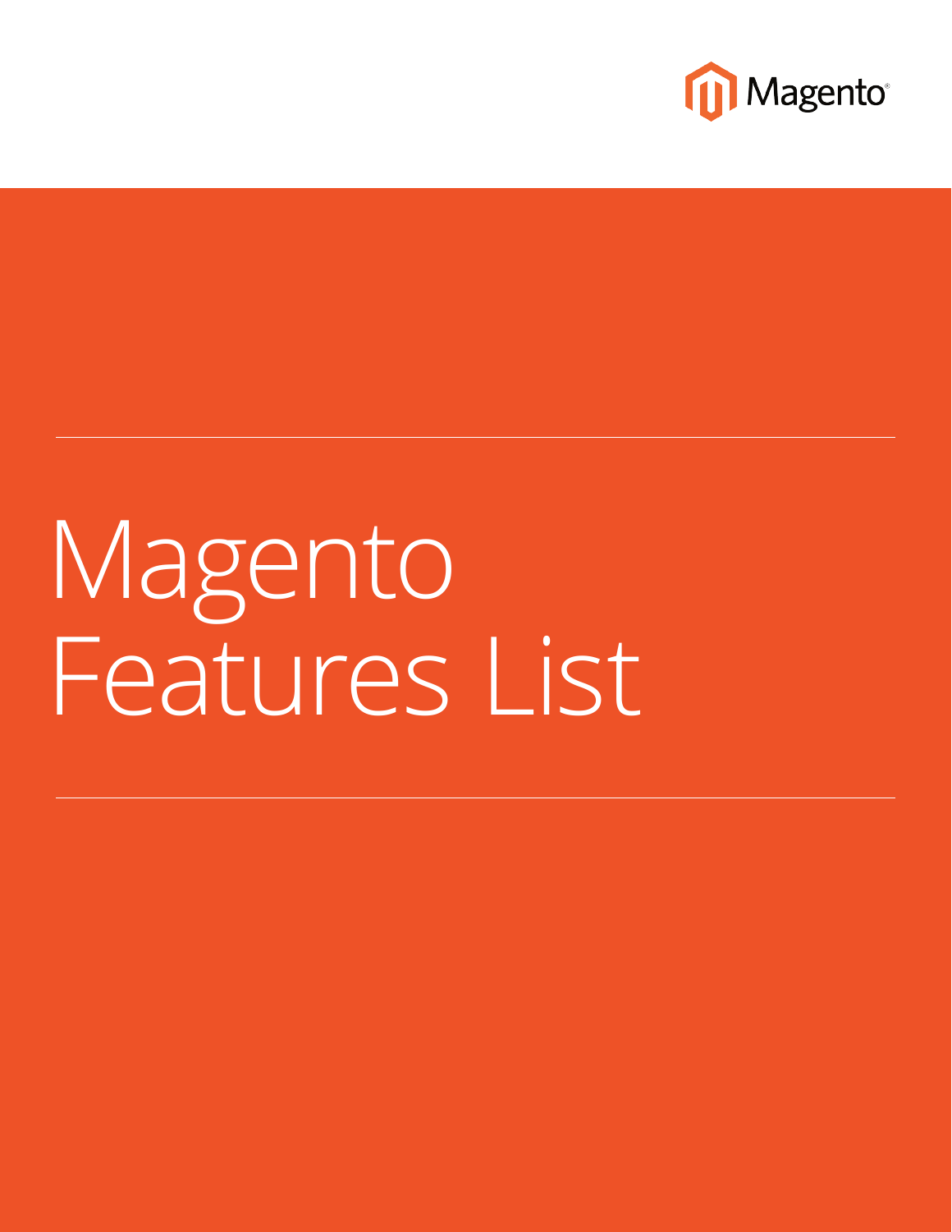Magento

# Magento Features List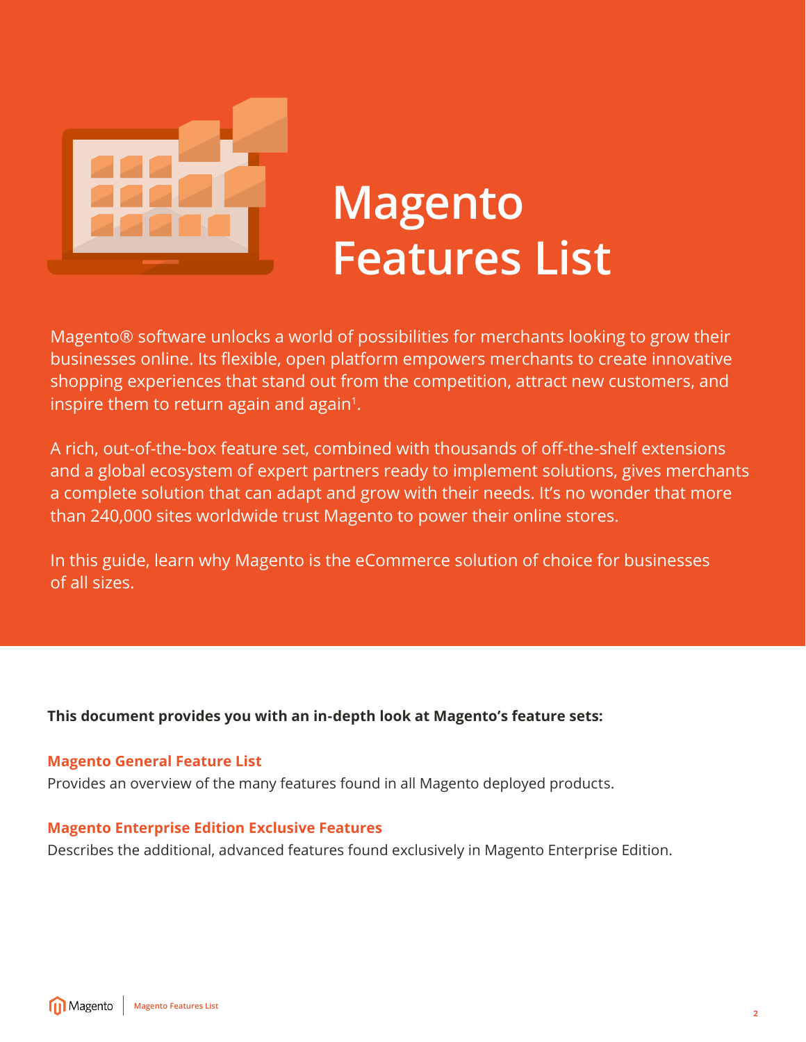# Magento Features List

Magento® software unlocks a world of possibilities for merchants looking to grow their businesses online. Its flexible, open platform empowers merchants to create innovative shopping experiences that stand out from the competition, attract new customers, and inspire them to return again and again[1].

A rich, out-of-the-box feature set, combined with thousands of off-the-shelf extensions and a global ecosystem of expert partners ready to implement solutions, gives merchants a complete solution that can adapt and grow with their needs. It's no wonder that more than 240,000 sites worldwide trust Magento to power their online stores.

In this guide, learn why Magento is the eCommerce solution of choice for businesses of all sizes.

**This document provides you with an in-depth look at Magento's feature sets:**

**Magento General Feature List**

Provides an overview of the many features found in all Magento deployed products.

**Magento Enterprise Edition Exclusive Features**

Describes the additional, advanced features found exclusively in Magento Enterprise Edition.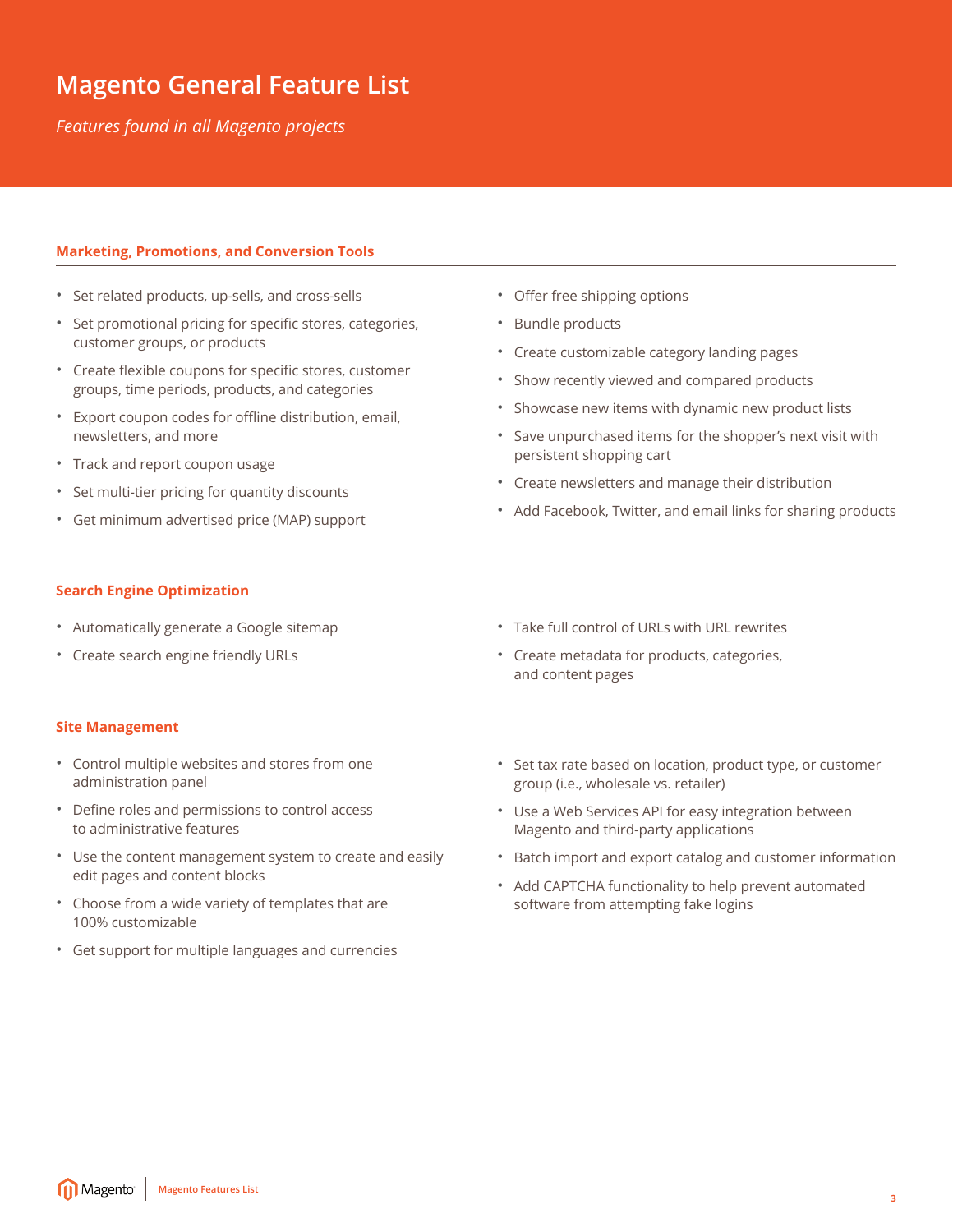# Magento General Feature List

*Features found in all Magento projects*

## Marketing, Promotions, and Conversion Tools

- Set related products, up-sells, and cross-sells
- Set promotional pricing for specific stores, categories, customer groups, or products
- Create flexible coupons for specific stores, customer groups, time periods, products, and categories
- Export coupon codes for offline distribution, email, newsletters, and more
- Track and report coupon usage
- Set multi-tier pricing for quantity discounts
- Get minimum advertised price (MAP) support
- Offer free shipping options
- Bundle products
- Create customizable category landing pages
- Show recently viewed and compared products
- Showcase new items with dynamic new product lists
- Save unpurchased items for the shopper's next visit with persistent shopping cart
- Create newsletters and manage their distribution
- Add Facebook, Twitter, and email links for sharing products

## Search Engine Optimization

- Automatically generate a Google sitemap
- Create search engine friendly URLs
- Take full control of URLs with URL rewrites
- Create metadata for products, categories, and content pages

## Site Management

- Control multiple websites and stores from one administration panel
- Define roles and permissions to control access to administrative features
- Use the content management system to create and easily edit pages and content blocks
- Choose from a wide variety of templates that are 100% customizable
- Get support for multiple languages and currencies
- Set tax rate based on location, product type, or customer group (i.e., wholesale vs. retailer)
- Use a Web Services API for easy integration between Magento and third-party applications
- Batch import and export catalog and customer information
- Add CAPTCHA functionality to help prevent automated software from attempting fake logins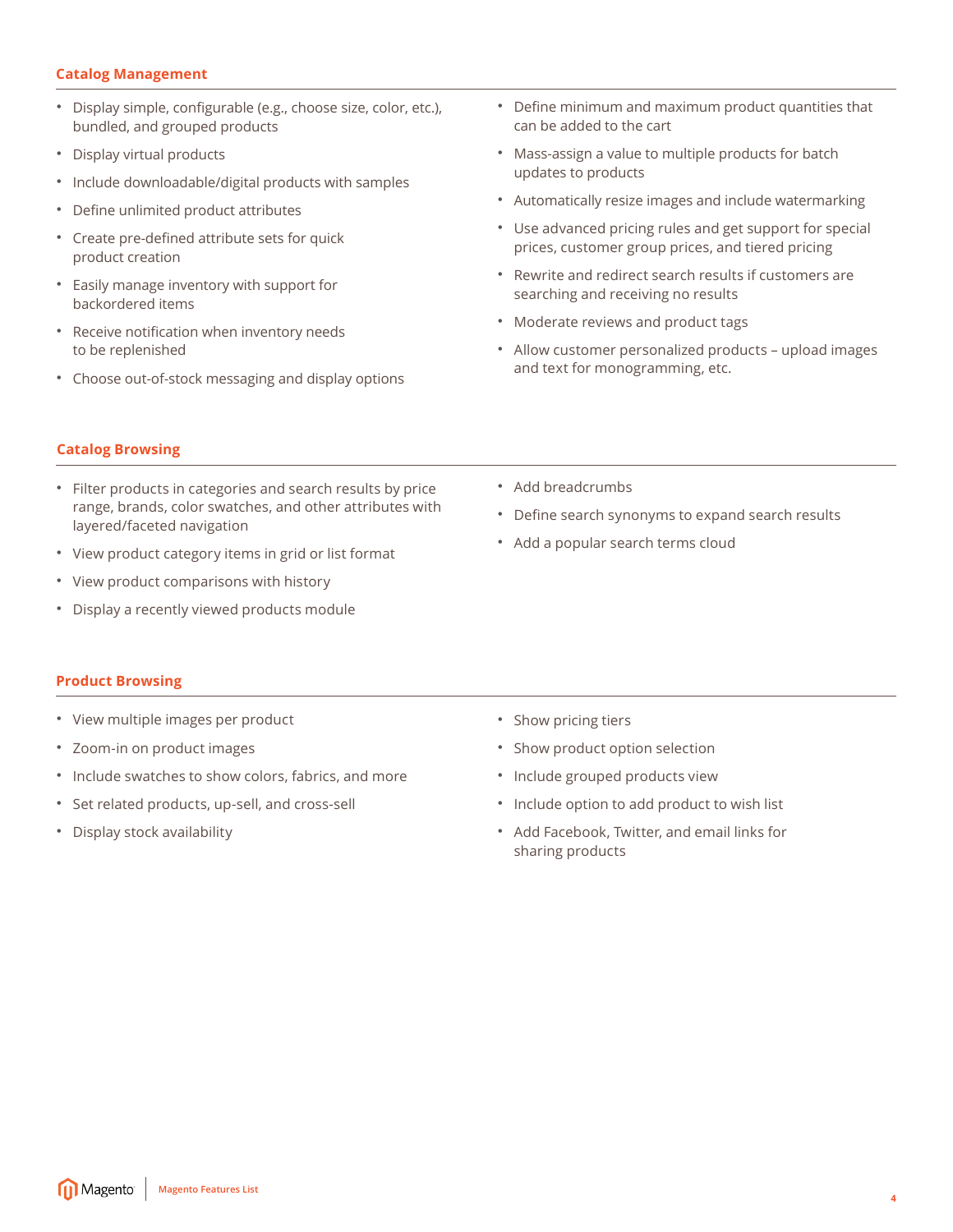## Catalog Management

- Display simple, configurable (e.g., choose size, color, etc.), bundled, and grouped products
- Display virtual products
- Include downloadable/digital products with samples
- Define unlimited product attributes
- Create pre-defined attribute sets for quick product creation
- Easily manage inventory with support for backordered items
- Receive notification when inventory needs to be replenished
- Choose out-of-stock messaging and display options
- Define minimum and maximum product quantities that can be added to the cart
- Mass-assign a value to multiple products for batch updates to products
- Automatically resize images and include watermarking
- Use advanced pricing rules and get support for special prices, customer group prices, and tiered pricing
- Rewrite and redirect search results if customers are searching and receiving no results
- Moderate reviews and product tags
- Allow customer personalized products – upload images and text for monogramming, etc.

## Catalog Browsing

- Filter products in categories and search results by price range, brands, color swatches, and other attributes with layered/faceted navigation
- View product category items in grid or list format
- View product comparisons with history
- Display a recently viewed products module
- Add breadcrumbs
- Define search synonyms to expand search results
- Add a popular search terms cloud

## Product Browsing

- View multiple images per product
- Zoom-in on product images
- Include swatches to show colors, fabrics, and more
- Set related products, up-sell, and cross-sell
- Display stock availability
- Show pricing tiers
- Show product option selection
- Include grouped products view
- Include option to add product to wish list
- Add Facebook, Twitter, and email links for sharing products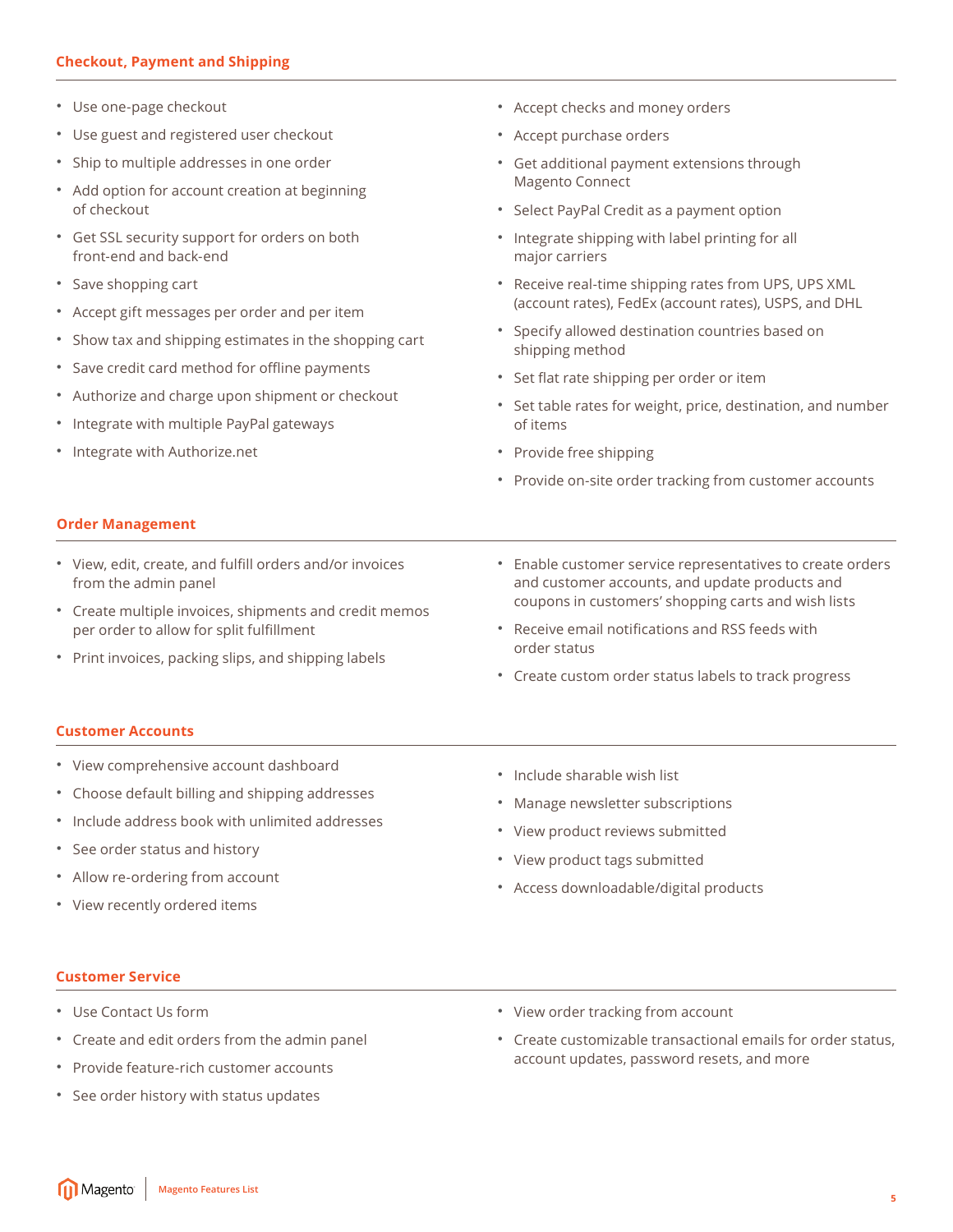## Checkout, Payment and Shipping

- Use one-page checkout
- Use guest and registered user checkout
- Ship to multiple addresses in one order
- Add option for account creation at beginning of checkout
- Get SSL security support for orders on both front-end and back-end
- Save shopping cart
- Accept gift messages per order and per item
- Show tax and shipping estimates in the shopping cart
- Save credit card method for offline payments
- Authorize and charge upon shipment or checkout
- Integrate with multiple PayPal gateways
- Integrate with Authorize.net
- Accept checks and money orders
- Accept purchase orders
- Get additional payment extensions through Magento Connect
- Select PayPal Credit as a payment option
- Integrate shipping with label printing for all major carriers
- Receive real-time shipping rates from UPS, UPS XML (account rates), FedEx (account rates), USPS, and DHL
- Specify allowed destination countries based on shipping method
- Set flat rate shipping per order or item
- Set table rates for weight, price, destination, and number of items
- Provide free shipping
- Provide on-site order tracking from customer accounts

## Order Management

- View, edit, create, and fulfill orders and/or invoices from the admin panel
- Create multiple invoices, shipments and credit memos per order to allow for split fulfillment
- Print invoices, packing slips, and shipping labels
- Enable customer service representatives to create orders and customer accounts, and update products and coupons in customers' shopping carts and wish lists
- Receive email notifications and RSS feeds with order status
- Create custom order status labels to track progress

## Customer Accounts

- View comprehensive account dashboard
- Choose default billing and shipping addresses
- Include address book with unlimited addresses
- See order status and history
- Allow re-ordering from account
- View recently ordered items
- Include sharable wish list
- Manage newsletter subscriptions
- View product reviews submitted
- View product tags submitted
- Access downloadable/digital products

## Customer Service

- Use Contact Us form
- Create and edit orders from the admin panel
- Provide feature-rich customer accounts
- See order history with status updates
- View order tracking from account
- Create customizable transactional emails for order status, account updates, password resets, and more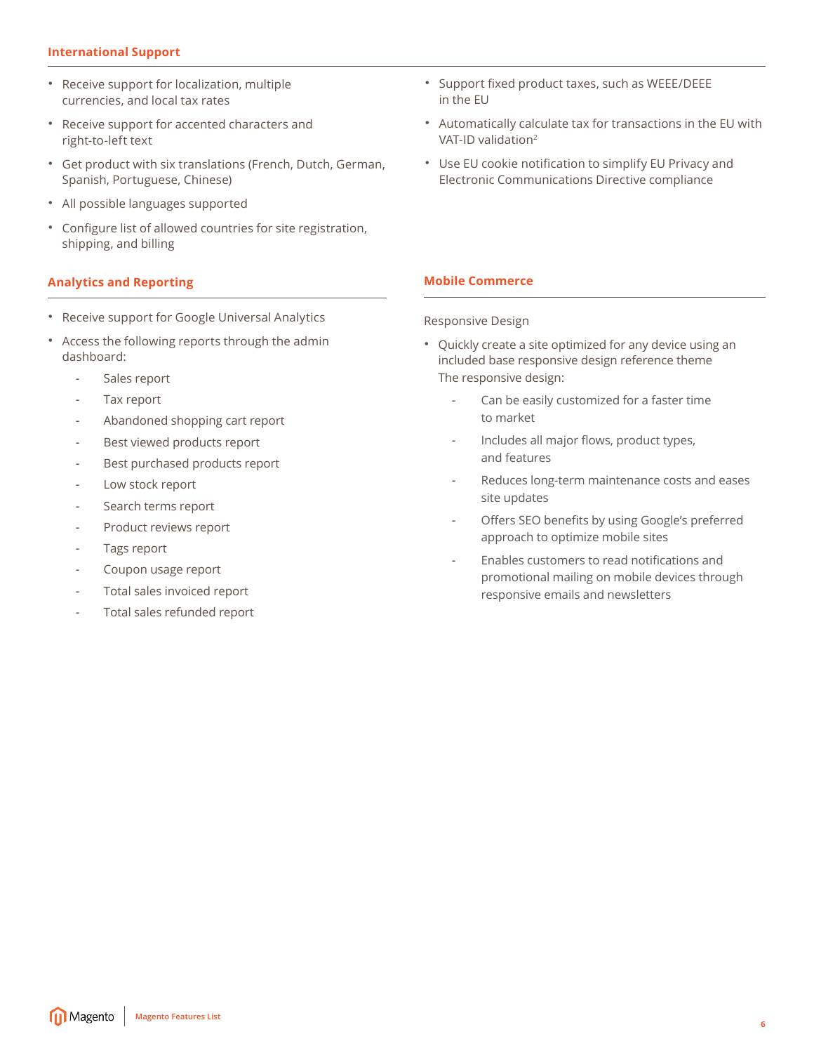## International Support

- Receive support for localization, multiple currencies, and local tax rates
- Receive support for accented characters and right-to-left text
- Get product with six translations (French, Dutch, German, Spanish, Portuguese, Chinese)
- All possible languages supported
- Configure list of allowed countries for site registration, shipping, and billing
- Support fixed product taxes, such as WEEE/DEEE in the EU
- Automatically calculate tax for transactions in the EU with VAT-ID validation[2]
- Use EU cookie notification to simplify EU Privacy and Electronic Communications Directive compliance

## Analytics and Reporting

- Receive support for Google Universal Analytics
- Access the following reports through the admin dashboard:
  - Sales report
  - Tax report
  - Abandoned shopping cart report
  - Best viewed products report
  - Best purchased products report
  - Low stock report
  - Search terms report
  - Product reviews report
  - Tags report
  - Coupon usage report
  - Total sales invoiced report
  - Total sales refunded report

## Mobile Commerce

Responsive Design

- Quickly create a site optimized for any device using an included base responsive design reference theme
  The responsive design:
  - Can be easily customized for a faster time to market
  - Includes all major flows, product types, and features
  - Reduces long-term maintenance costs and eases site updates
  - Offers SEO benefits by using Google's preferred approach to optimize mobile sites
  - Enables customers to read notifications and promotional mailing on mobile devices through responsive emails and newsletters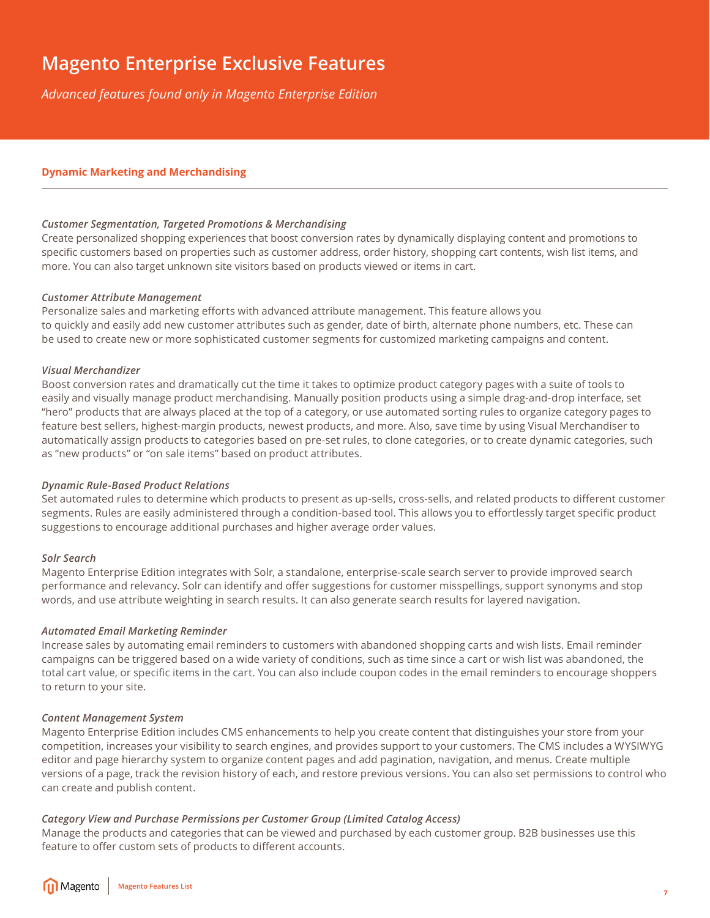# Magento Enterprise Exclusive Features

*Advanced features found only in Magento Enterprise Edition*

## Dynamic Marketing and Merchandising

***Customer Segmentation, Targeted Promotions & Merchandising***
Create personalized shopping experiences that boost conversion rates by dynamically displaying content and promotions to specific customers based on properties such as customer address, order history, shopping cart contents, wish list items, and more. You can also target unknown site visitors based on products viewed or items in cart.

***Customer Attribute Management***
Personalize sales and marketing efforts with advanced attribute management. This feature allows you to quickly and easily add new customer attributes such as gender, date of birth, alternate phone numbers, etc. These can be used to create new or more sophisticated customer segments for customized marketing campaigns and content.

***Visual Merchandizer***
Boost conversion rates and dramatically cut the time it takes to optimize product category pages with a suite of tools to easily and visually manage product merchandising. Manually position products using a simple drag-and-drop interface, set "hero" products that are always placed at the top of a category, or use automated sorting rules to organize category pages to feature best sellers, highest-margin products, newest products, and more. Also, save time by using Visual Merchandiser to automatically assign products to categories based on pre-set rules, to clone categories, or to create dynamic categories, such as "new products" or "on sale items" based on product attributes.

***Dynamic Rule-Based Product Relations***
Set automated rules to determine which products to present as up-sells, cross-sells, and related products to different customer segments. Rules are easily administered through a condition-based tool. This allows you to effortlessly target specific product suggestions to encourage additional purchases and higher average order values.

***Solr Search***
Magento Enterprise Edition integrates with Solr, a standalone, enterprise-scale search server to provide improved search performance and relevancy. Solr can identify and offer suggestions for customer misspellings, support synonyms and stop words, and use attribute weighting in search results. It can also generate search results for layered navigation.

***Automated Email Marketing Reminder***
Increase sales by automating email reminders to customers with abandoned shopping carts and wish lists. Email reminder campaigns can be triggered based on a wide variety of conditions, such as time since a cart or wish list was abandoned, the total cart value, or specific items in the cart. You can also include coupon codes in the email reminders to encourage shoppers to return to your site.

***Content Management System***
Magento Enterprise Edition includes CMS enhancements to help you create content that distinguishes your store from your competition, increases your visibility to search engines, and provides support to your customers. The CMS includes a WYSIWYG editor and page hierarchy system to organize content pages and add pagination, navigation, and menus. Create multiple versions of a page, track the revision history of each, and restore previous versions. You can also set permissions to control who can create and publish content.

***Category View and Purchase Permissions per Customer Group (Limited Catalog Access)***
Manage the products and categories that can be viewed and purchased by each customer group. B2B businesses use this feature to offer custom sets of products to different accounts.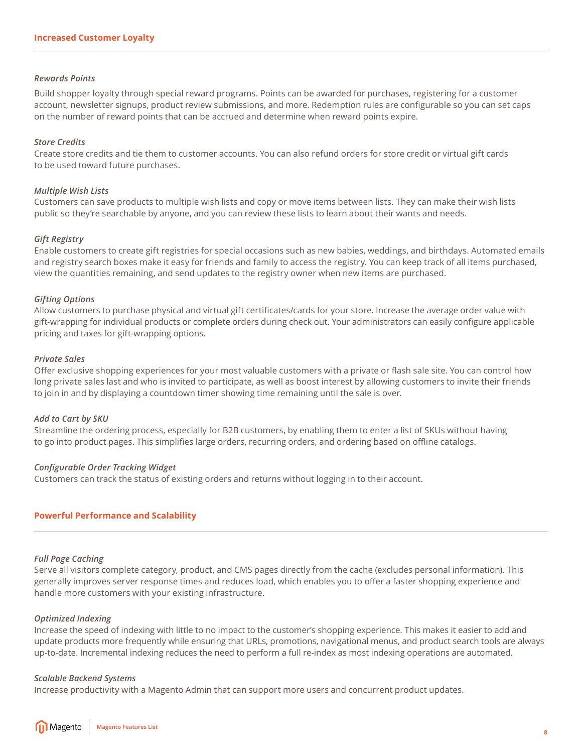## Increased Customer Loyalty

***Rewards Points***

Build shopper loyalty through special reward programs. Points can be awarded for purchases, registering for a customer account, newsletter signups, product review submissions, and more. Redemption rules are configurable so you can set caps on the number of reward points that can be accrued and determine when reward points expire.

***Store Credits***

Create store credits and tie them to customer accounts. You can also refund orders for store credit or virtual gift cards to be used toward future purchases.

***Multiple Wish Lists***

Customers can save products to multiple wish lists and copy or move items between lists. They can make their wish lists public so they're searchable by anyone, and you can review these lists to learn about their wants and needs.

***Gift Registry***

Enable customers to create gift registries for special occasions such as new babies, weddings, and birthdays. Automated emails and registry search boxes make it easy for friends and family to access the registry. You can keep track of all items purchased, view the quantities remaining, and send updates to the registry owner when new items are purchased.

***Gifting Options***

Allow customers to purchase physical and virtual gift certificates/cards for your store. Increase the average order value with gift-wrapping for individual products or complete orders during check out. Your administrators can easily configure applicable pricing and taxes for gift-wrapping options.

***Private Sales***

Offer exclusive shopping experiences for your most valuable customers with a private or flash sale site. You can control how long private sales last and who is invited to participate, as well as boost interest by allowing customers to invite their friends to join in and by displaying a countdown timer showing time remaining until the sale is over.

***Add to Cart by SKU***

Streamline the ordering process, especially for B2B customers, by enabling them to enter a list of SKUs without having to go into product pages. This simplifies large orders, recurring orders, and ordering based on offline catalogs.

***Configurable Order Tracking Widget***

Customers can track the status of existing orders and returns without logging in to their account.

## Powerful Performance and Scalability

***Full Page Caching***

Serve all visitors complete category, product, and CMS pages directly from the cache (excludes personal information). This generally improves server response times and reduces load, which enables you to offer a faster shopping experience and handle more customers with your existing infrastructure.

***Optimized Indexing***

Increase the speed of indexing with little to no impact to the customer's shopping experience. This makes it easier to add and update products more frequently while ensuring that URLs, promotions, navigational menus, and product search tools are always up-to-date. Incremental indexing reduces the need to perform a full re-index as most indexing operations are automated.

***Scalable Backend Systems***

Increase productivity with a Magento Admin that can support more users and concurrent product updates.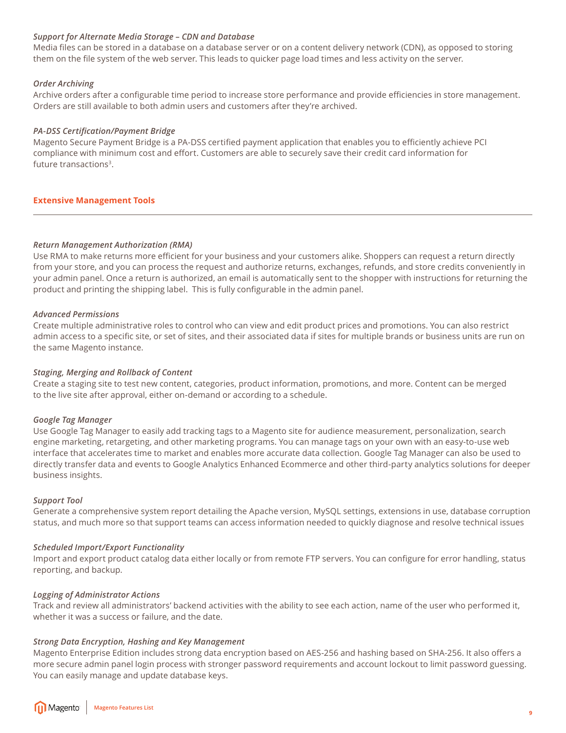*Support for Alternate Media Storage – CDN and Database*
Media files can be stored in a database on a database server or on a content delivery network (CDN), as opposed to storing them on the file system of the web server. This leads to quicker page load times and less activity on the server.

*Order Archiving*
Archive orders after a configurable time period to increase store performance and provide efficiencies in store management. Orders are still available to both admin users and customers after they're archived.

*PA-DSS Certification/Payment Bridge*
Magento Secure Payment Bridge is a PA-DSS certified payment application that enables you to efficiently achieve PCI compliance with minimum cost and effort. Customers are able to securely save their credit card information for future transactions[3].

## Extensive Management Tools

*Return Management Authorization (RMA)*
Use RMA to make returns more efficient for your business and your customers alike. Shoppers can request a return directly from your store, and you can process the request and authorize returns, exchanges, refunds, and store credits conveniently in your admin panel. Once a return is authorized, an email is automatically sent to the shopper with instructions for returning the product and printing the shipping label. This is fully configurable in the admin panel.

*Advanced Permissions*
Create multiple administrative roles to control who can view and edit product prices and promotions. You can also restrict admin access to a specific site, or set of sites, and their associated data if sites for multiple brands or business units are run on the same Magento instance.

*Staging, Merging and Rollback of Content*
Create a staging site to test new content, categories, product information, promotions, and more. Content can be merged to the live site after approval, either on-demand or according to a schedule.

*Google Tag Manager*
Use Google Tag Manager to easily add tracking tags to a Magento site for audience measurement, personalization, search engine marketing, retargeting, and other marketing programs. You can manage tags on your own with an easy-to-use web interface that accelerates time to market and enables more accurate data collection. Google Tag Manager can also be used to directly transfer data and events to Google Analytics Enhanced Ecommerce and other third-party analytics solutions for deeper business insights.

*Support Tool*
Generate a comprehensive system report detailing the Apache version, MySQL settings, extensions in use, database corruption status, and much more so that support teams can access information needed to quickly diagnose and resolve technical issues

*Scheduled Import/Export Functionality*
Import and export product catalog data either locally or from remote FTP servers. You can configure for error handling, status reporting, and backup.

*Logging of Administrator Actions*
Track and review all administrators' backend activities with the ability to see each action, name of the user who performed it, whether it was a success or failure, and the date.

*Strong Data Encryption, Hashing and Key Management*
Magento Enterprise Edition includes strong data encryption based on AES-256 and hashing based on SHA-256. It also offers a more secure admin panel login process with stronger password requirements and account lockout to limit password guessing. You can easily manage and update database keys.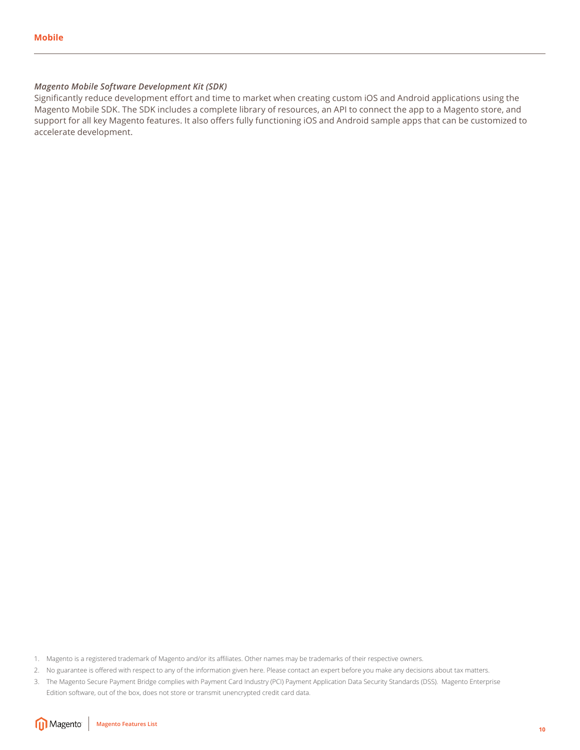## Mobile

*Magento Mobile Software Development Kit (SDK)*

Significantly reduce development effort and time to market when creating custom iOS and Android applications using the Magento Mobile SDK. The SDK includes a complete library of resources, an API to connect the app to a Magento store, and support for all key Magento features. It also offers fully functioning iOS and Android sample apps that can be customized to accelerate development.

1. Magento is a registered trademark of Magento and/or its affiliates. Other names may be trademarks of their respective owners.
2. No guarantee is offered with respect to any of the information given here. Please contact an expert before you make any decisions about tax matters.
3. The Magento Secure Payment Bridge complies with Payment Card Industry (PCI) Payment Application Data Security Standards (DSS). Magento Enterprise Edition software, out of the box, does not store or transmit unencrypted credit card data.